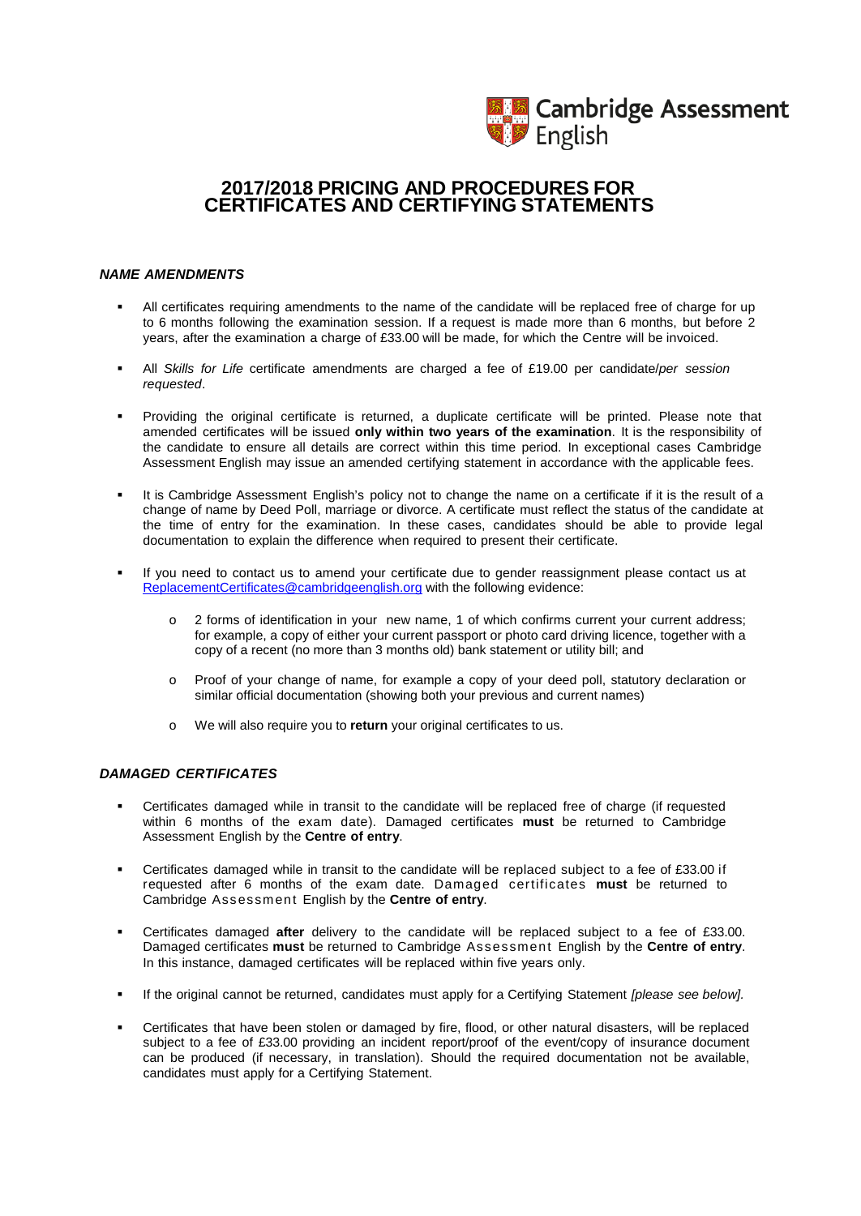# 2017/2018 PRICING AND PROCEDURES FOR CERTIFICATES AND CERTIFYING STATEMENTS

### *NAME AMENDMENTS*

- All certificates requiring amendments to the name of the candidate will be replaced free of charge for up to 6 months following the examination session. If a request is made more than 6 months, but before 2 years, after the examination a charge of £33.00 will be made, for which the Centre will be invoiced.
- All *Skills for Life* certificate amendments are charged a fee of £19.00 per candidate/*per session requested*.
- Providing the original certificate is returned, a duplicate certificate will be printed. Please note that amended certificates will be issued **only within two years of the examination**. It is the responsibility of the candidate to ensure all details are correct within this time period. In exceptional cases Cambridge Assessment English may issue an amended certifying statement in accordance with the applicable fees.
- It is Cambridge Assessment English's policy not to change the name on a certificate if it is the result of a change of name by Deed Poll, marriage or divorce. A certificate must reflect the status of the candidate at the time of entry for the examination. In these cases, candidates should be able to provide legal documentation to explain the difference when required to present their certificate.
- If you need to contact us to amend your certificate due to gender reassignment please contact us at ReplacementCertificates@cambridgeenglish.org with the following evidence:
  - 2 forms of identification in your new name, 1 of which confirms current your current address; for example, a copy of either your current passport or photo card driving licence, together with a copy of a recent (no more than 3 months old) bank statement or utility bill; and
  - Proof of your change of name, for example a copy of your deed poll, statutory declaration or similar official documentation (showing both your previous and current names)
  - We will also require you to **return** your original certificates to us.

### *DAMAGED CERTIFICATES*

- Certificates damaged while in transit to the candidate will be replaced free of charge (if requested within 6 months of the exam date). Damaged certificates **must** be returned to Cambridge Assessment English by the **Centre of entry**.
- Certificates damaged while in transit to the candidate will be replaced subject to a fee of £33.00 if requested after 6 months of the exam date. Damaged certificates **must** be returned to Cambridge Assessment English by the **Centre of entry**.
- Certificates damaged **after** delivery to the candidate will be replaced subject to a fee of £33.00. Damaged certificates **must** be returned to Cambridge Assessment English by the **Centre of entry**. In this instance, damaged certificates will be replaced within five years only.
- If the original cannot be returned, candidates must apply for a Certifying Statement *[please see below]*.
- Certificates that have been stolen or damaged by fire, flood, or other natural disasters, will be replaced subject to a fee of £33.00 providing an incident report/proof of the event/copy of insurance document can be produced (if necessary, in translation). Should the required documentation not be available, candidates must apply for a Certifying Statement.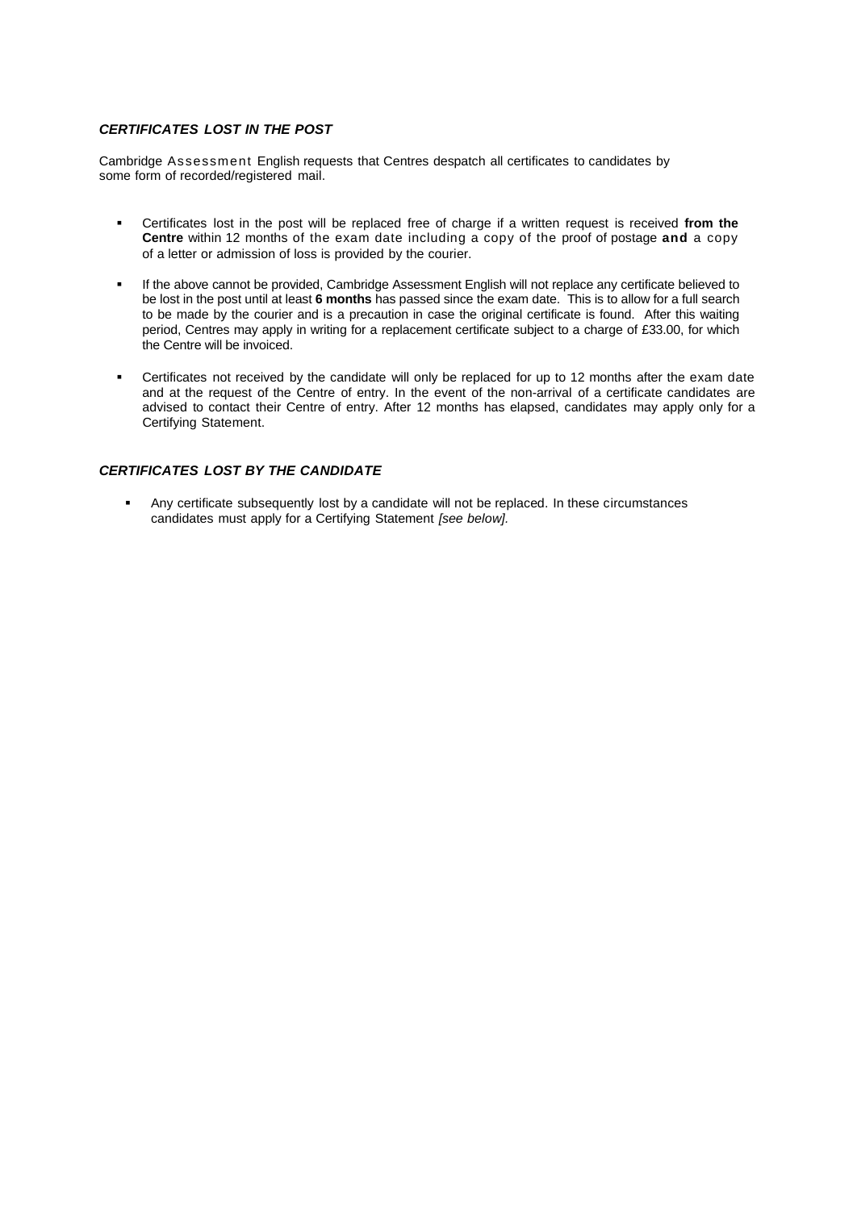### ***CERTIFICATES LOST IN THE POST***

Cambridge Assessment English requests that Centres despatch all certificates to candidates by some form of recorded/registered mail.

- Certificates lost in the post will be replaced free of charge if a written request is received **from the Centre** within 12 months of the exam date including a copy of the proof of postage **and** a copy of a letter or admission of loss is provided by the courier.

- If the above cannot be provided, Cambridge Assessment English will not replace any certificate believed to be lost in the post until at least **6 months** has passed since the exam date. This is to allow for a full search to be made by the courier and is a precaution in case the original certificate is found. After this waiting period, Centres may apply in writing for a replacement certificate subject to a charge of £33.00, for which the Centre will be invoiced.

- Certificates not received by the candidate will only be replaced for up to 12 months after the exam date and at the request of the Centre of entry. In the event of the non-arrival of a certificate candidates are advised to contact their Centre of entry. After 12 months has elapsed, candidates may apply only for a Certifying Statement.

### ***CERTIFICATES LOST BY THE CANDIDATE***

- Any certificate subsequently lost by a candidate will not be replaced. In these circumstances candidates must apply for a Certifying Statement *[see below].*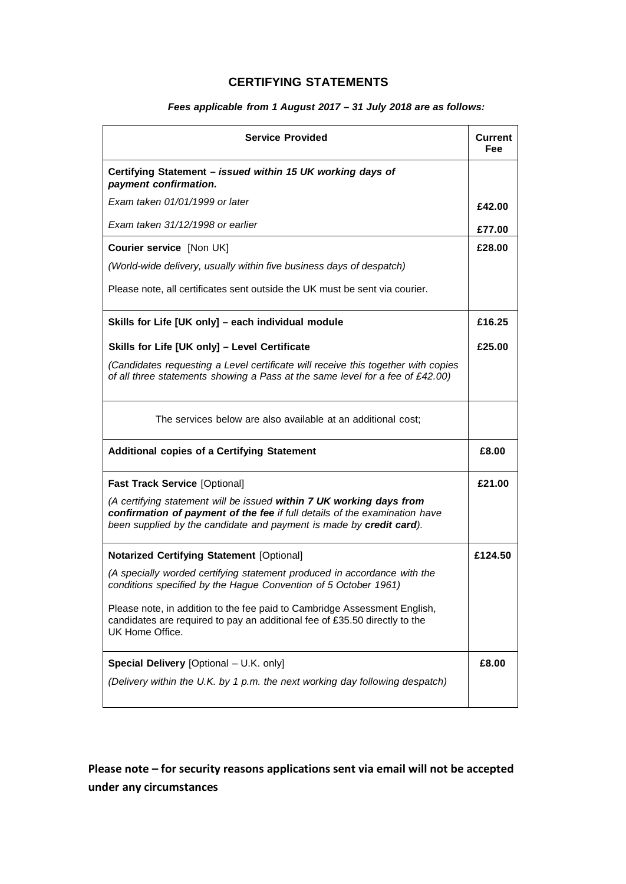# CERTIFYING STATEMENTS

***Fees applicable from 1 August 2017 – 31 July 2018 are as follows:***

| Service Provided | Current Fee |
|---|---|
| **Certifying Statement –** ***issued within 15 UK working days of payment confirmation.*** <br> *Exam taken 01/01/1999 or later* <br> *Exam taken 31/12/1998 or earlier* | <br> **£42.00** <br> **£77.00** |
| **Courier service** [Non UK] <br> *(World-wide delivery, usually within five business days of despatch)* <br> Please note, all certificates sent outside the UK must be sent via courier. | **£28.00** |
| **Skills for Life [UK only] – each individual module** | **£16.25** |
| **Skills for Life [UK only] – Level Certificate** <br> *(Candidates requesting a Level certificate will receive this together with copies of all three statements showing a Pass at the same level for a fee of £42.00)* | **£25.00** |
| The services below are also available at an additional cost; | |
| **Additional copies of a Certifying Statement** | **£8.00** |
| **Fast Track Service** [Optional] <br> *(A certifying statement will be issued* ***within 7 UK working days from confirmation of payment of the fee*** *if full details of the examination have been supplied by the candidate and payment is made by* ***credit card****).* | **£21.00** |
| **Notarized Certifying Statement** [Optional] <br> *(A specially worded certifying statement produced in accordance with the conditions specified by the Hague Convention of 5 October 1961)* <br> Please note, in addition to the fee paid to Cambridge Assessment English, candidates are required to pay an additional fee of £35.50 directly to the UK Home Office. | **£124.50** |
| **Special Delivery** [Optional – U.K. only] <br> *(Delivery within the U.K. by 1 p.m. the next working day following despatch)* | **£8.00** |

**Please note – for security reasons applications sent via email will not be accepted under any circumstances**